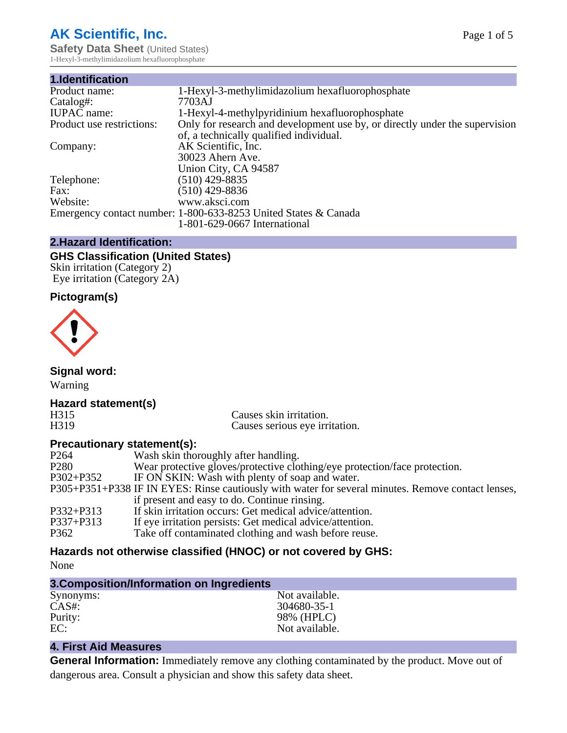# AK Scientific, Inc.

**Safety Data Sheet** (United States)

1-Hexyl-3-methylimidazolium hexafluorophosphate

## 1.Identification

| | |
|---|---|
| Product name: | 1-Hexyl-3-methylimidazolium hexafluorophosphate |
| Catalog#: | 7703AJ |
| IUPAC name: | 1-Hexyl-4-methylpyridinium hexafluorophosphate |
| Product use restrictions: | Only for research and development use by, or directly under the supervision of, a technically qualified individual. |
| Company: | AK Scientific, Inc.<br>30023 Ahern Ave.<br>Union City, CA 94587 |
| Telephone: | (510) 429-8835 |
| Fax: | (510) 429-8836 |
| Website: | www.aksci.com |
| Emergency contact number: | 1-800-633-8253 United States & Canada<br>1-801-629-0667 International |

## 2.Hazard Identification:

### GHS Classification (United States)

Skin irritation (Category 2)
Eye irritation (Category 2A)

### Pictogram(s)

### Signal word:

Warning

### Hazard statement(s)

| | |
|---|---|
| H315 | Causes skin irritation. |
| H319 | Causes serious eye irritation. |

### Precautionary statement(s):

| | |
|---|---|
| P264 | Wash skin thoroughly after handling. |
| P280 | Wear protective gloves/protective clothing/eye protection/face protection. |
| P302+P352 | IF ON SKIN: Wash with plenty of soap and water. |
| P305+P351+P338 | IF IN EYES: Rinse cautiously with water for several minutes. Remove contact lenses, if present and easy to do. Continue rinsing. |
| P332+P313 | If skin irritation occurs: Get medical advice/attention. |
| P337+P313 | If eye irritation persists: Get medical advice/attention. |
| P362 | Take off contaminated clothing and wash before reuse. |

### Hazards not otherwise classified (HNOC) or not covered by GHS:

None

## 3.Composition/Information on Ingredients

| | |
|---|---|
| Synonyms: | Not available. |
| CAS#: | 304680-35-1 |
| Purity: | 98% (HPLC) |
| EC: | Not available. |

## 4. First Aid Measures

**General Information:** Immediately remove any clothing contaminated by the product. Move out of dangerous area. Consult a physician and show this safety data sheet.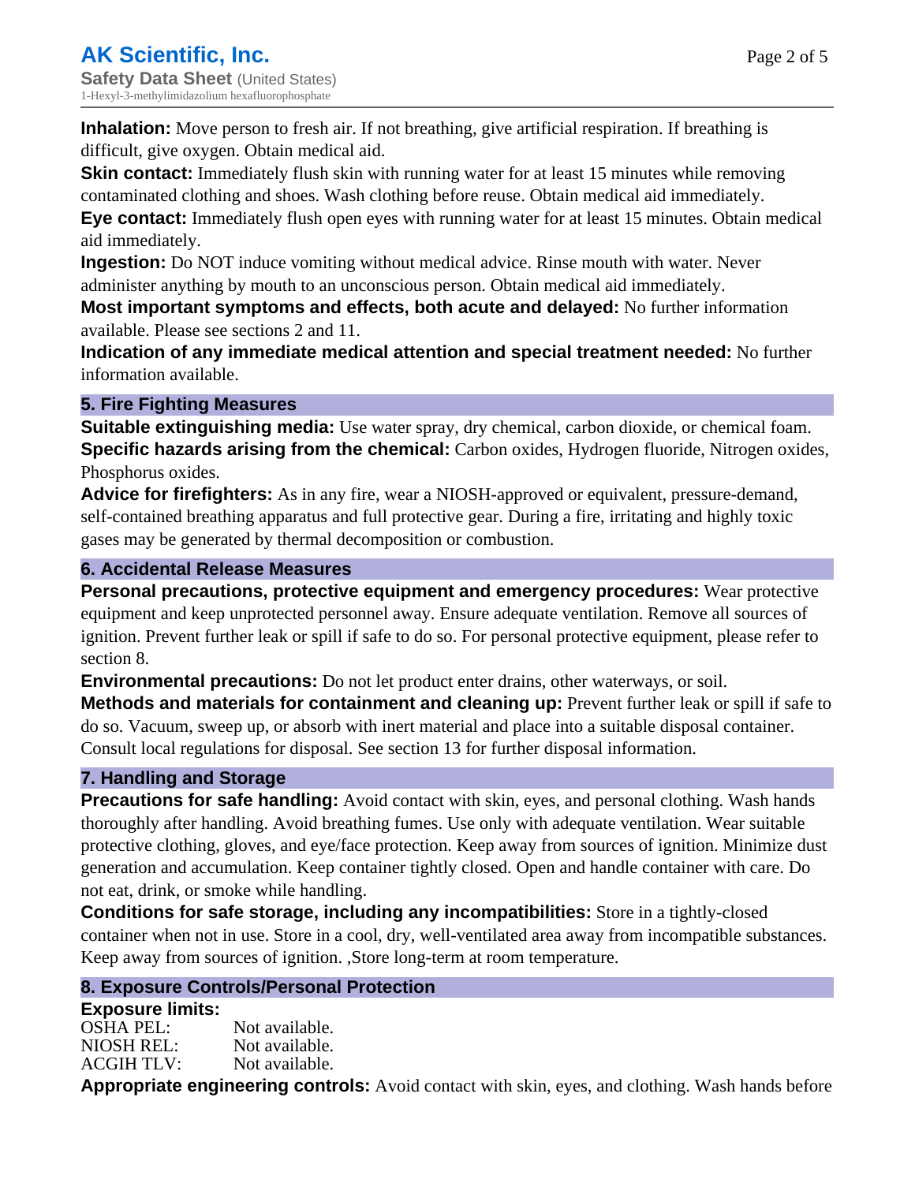**Inhalation:** Move person to fresh air. If not breathing, give artificial respiration. If breathing is difficult, give oxygen. Obtain medical aid.

**Skin contact:** Immediately flush skin with running water for at least 15 minutes while removing contaminated clothing and shoes. Wash clothing before reuse. Obtain medical aid immediately.

**Eye contact:** Immediately flush open eyes with running water for at least 15 minutes. Obtain medical aid immediately.

**Ingestion:** Do NOT induce vomiting without medical advice. Rinse mouth with water. Never administer anything by mouth to an unconscious person. Obtain medical aid immediately.

**Most important symptoms and effects, both acute and delayed:** No further information available. Please see sections 2 and 11.

**Indication of any immediate medical attention and special treatment needed:** No further information available.

## 5. Fire Fighting Measures

**Suitable extinguishing media:** Use water spray, dry chemical, carbon dioxide, or chemical foam.

**Specific hazards arising from the chemical:** Carbon oxides, Hydrogen fluoride, Nitrogen oxides, Phosphorus oxides.

**Advice for firefighters:** As in any fire, wear a NIOSH-approved or equivalent, pressure-demand, self-contained breathing apparatus and full protective gear. During a fire, irritating and highly toxic gases may be generated by thermal decomposition or combustion.

## 6. Accidental Release Measures

**Personal precautions, protective equipment and emergency procedures:** Wear protective equipment and keep unprotected personnel away. Ensure adequate ventilation. Remove all sources of ignition. Prevent further leak or spill if safe to do so. For personal protective equipment, please refer to section 8.

**Environmental precautions:** Do not let product enter drains, other waterways, or soil.

**Methods and materials for containment and cleaning up:** Prevent further leak or spill if safe to do so. Vacuum, sweep up, or absorb with inert material and place into a suitable disposal container. Consult local regulations for disposal. See section 13 for further disposal information.

## 7. Handling and Storage

**Precautions for safe handling:** Avoid contact with skin, eyes, and personal clothing. Wash hands thoroughly after handling. Avoid breathing fumes. Use only with adequate ventilation. Wear suitable protective clothing, gloves, and eye/face protection. Keep away from sources of ignition. Minimize dust generation and accumulation. Keep container tightly closed. Open and handle container with care. Do not eat, drink, or smoke while handling.

**Conditions for safe storage, including any incompatibilities:** Store in a tightly-closed container when not in use. Store in a cool, dry, well-ventilated area away from incompatible substances. Keep away from sources of ignition. ,Store long-term at room temperature.

## 8. Exposure Controls/Personal Protection

**Exposure limits:**

| | |
|---|---|
| OSHA PEL: | Not available. |
| NIOSH REL: | Not available. |
| ACGIH TLV: | Not available. |

**Appropriate engineering controls:** Avoid contact with skin, eyes, and clothing. Wash hands before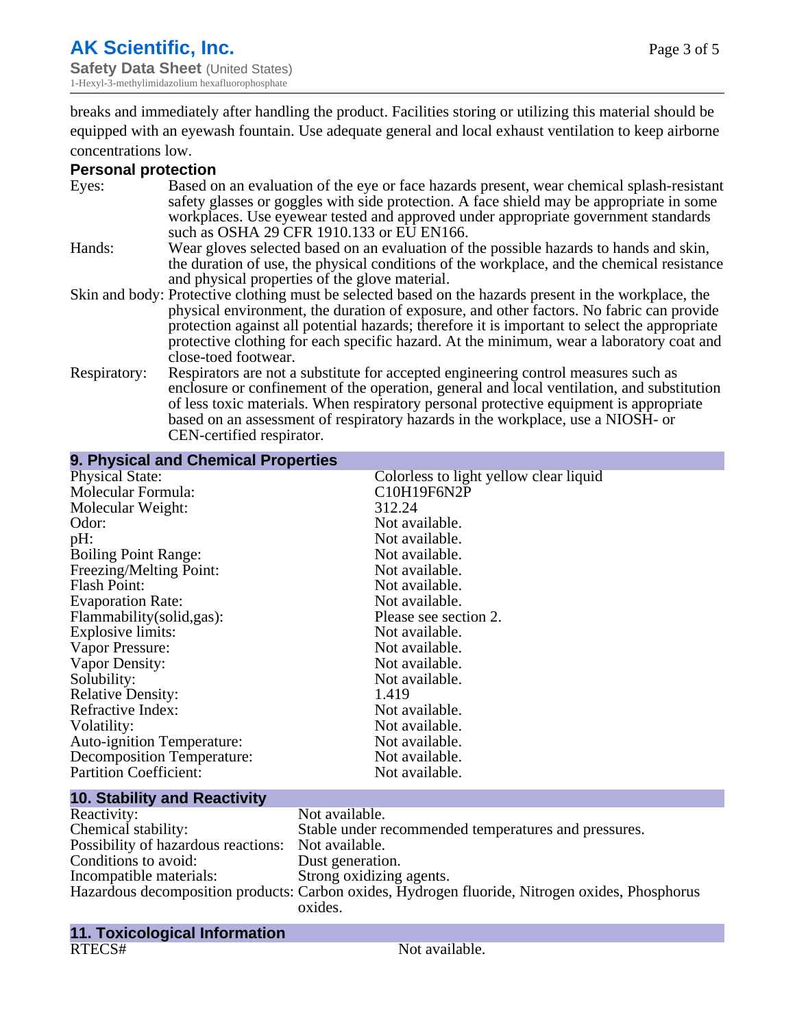breaks and immediately after handling the product. Facilities storing or utilizing this material should be equipped with an eyewash fountain. Use adequate general and local exhaust ventilation to keep airborne concentrations low.

### Personal protection

| | |
|---|---|
| Eyes: | Based on an evaluation of the eye or face hazards present, wear chemical splash-resistant safety glasses or goggles with side protection. A face shield may be appropriate in some workplaces. Use eyewear tested and approved under appropriate government standards such as OSHA 29 CFR 1910.133 or EU EN166. |
| Hands: | Wear gloves selected based on an evaluation of the possible hazards to hands and skin, the duration of use, the physical conditions of the workplace, and the chemical resistance and physical properties of the glove material. |
| Skin and body: | Protective clothing must be selected based on the hazards present in the workplace, the physical environment, the duration of exposure, and other factors. No fabric can provide protection against all potential hazards; therefore it is important to select the appropriate protective clothing for each specific hazard. At the minimum, wear a laboratory coat and close-toed footwear. |
| Respiratory: | Respirators are not a substitute for accepted engineering control measures such as enclosure or confinement of the operation, general and local ventilation, and substitution of less toxic materials. When respiratory personal protective equipment is appropriate based on an assessment of respiratory hazards in the workplace, use a NIOSH- or CEN-certified respirator. |

## 9. Physical and Chemical Properties

| | |
|---|---|
| Physical State: | Colorless to light yellow clear liquid |
| Molecular Formula: | C10H19F6N2P |
| Molecular Weight: | 312.24 |
| Odor: | Not available. |
| pH: | Not available. |
| Boiling Point Range: | Not available. |
| Freezing/Melting Point: | Not available. |
| Flash Point: | Not available. |
| Evaporation Rate: | Not available. |
| Flammability(solid,gas): | Please see section 2. |
| Explosive limits: | Not available. |
| Vapor Pressure: | Not available. |
| Vapor Density: | Not available. |
| Solubility: | Not available. |
| Relative Density: | 1.419 |
| Refractive Index: | Not available. |
| Volatility: | Not available. |
| Auto-ignition Temperature: | Not available. |
| Decomposition Temperature: | Not available. |
| Partition Coefficient: | Not available. |

## 10. Stability and Reactivity

| | |
|---|---|
| Reactivity: | Not available. |
| Chemical stability: | Stable under recommended temperatures and pressures. |
| Possibility of hazardous reactions: | Not available. |
| Conditions to avoid: | Dust generation. |
| Incompatible materials: | Strong oxidizing agents. |
| Hazardous decomposition products: | Carbon oxides, Hydrogen fluoride, Nitrogen oxides, Phosphorus oxides. |

## 11. Toxicological Information

| | |
|---|---|
| RTECS# | Not available. |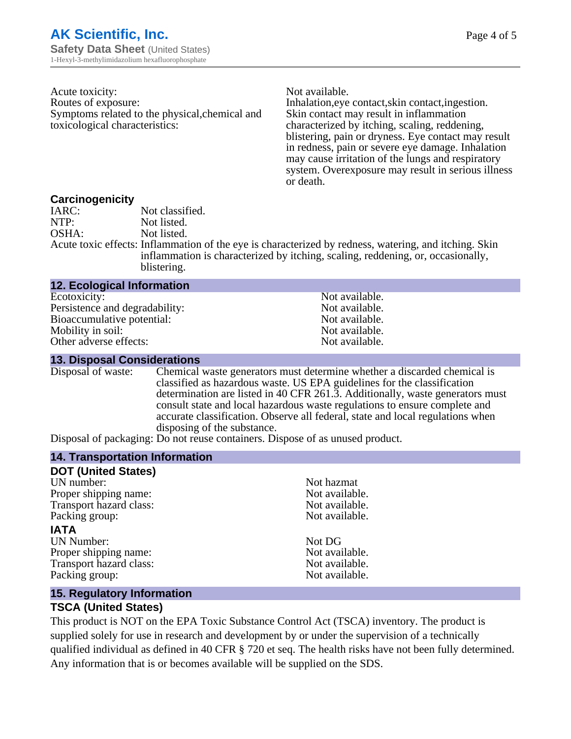| | |
|---|---|
| Acute toxicity: | Not available. |
| Routes of exposure: | Inhalation,eye contact,skin contact,ingestion. |
| Symptoms related to the physical,chemical and toxicological characteristics: | Skin contact may result in inflammation characterized by itching, scaling, reddening, blistering, pain or dryness. Eye contact may result in redness, pain or severe eye damage. Inhalation may cause irritation of the lungs and respiratory system. Overexposure may result in serious illness or death. |

### Carcinogenicity

| | |
|---|---|
| IARC: | Not classified. |
| NTP: | Not listed. |
| OSHA: | Not listed. |
| Acute toxic effects: | Inflammation of the eye is characterized by redness, watering, and itching. Skin inflammation is characterized by itching, scaling, reddening, or, occasionally, blistering. |

## 12. Ecological Information

| | |
|---|---|
| Ecotoxicity: | Not available. |
| Persistence and degradability: | Not available. |
| Bioaccumulative potential: | Not available. |
| Mobility in soil: | Not available. |
| Other adverse effects: | Not available. |

## 13. Disposal Considerations

Disposal of waste: Chemical waste generators must determine whether a discarded chemical is classified as hazardous waste. US EPA guidelines for the classification determination are listed in 40 CFR 261.3. Additionally, waste generators must consult state and local hazardous waste regulations to ensure complete and accurate classification. Observe all federal, state and local regulations when disposing of the substance.

Disposal of packaging: Do not reuse containers. Dispose of as unused product.

## 14. Transportation Information

### DOT (United States)

| | |
|---|---|
| UN number: | Not hazmat |
| Proper shipping name: | Not available. |
| Transport hazard class: | Not available. |
| Packing group: | Not available. |

### IATA

| | |
|---|---|
| UN Number: | Not DG |
| Proper shipping name: | Not available. |
| Transport hazard class: | Not available. |
| Packing group: | Not available. |

## 15. Regulatory Information

### TSCA (United States)

This product is NOT on the EPA Toxic Substance Control Act (TSCA) inventory. The product is supplied solely for use in research and development by or under the supervision of a technically qualified individual as defined in 40 CFR § 720 et seq. The health risks have not been fully determined. Any information that is or becomes available will be supplied on the SDS.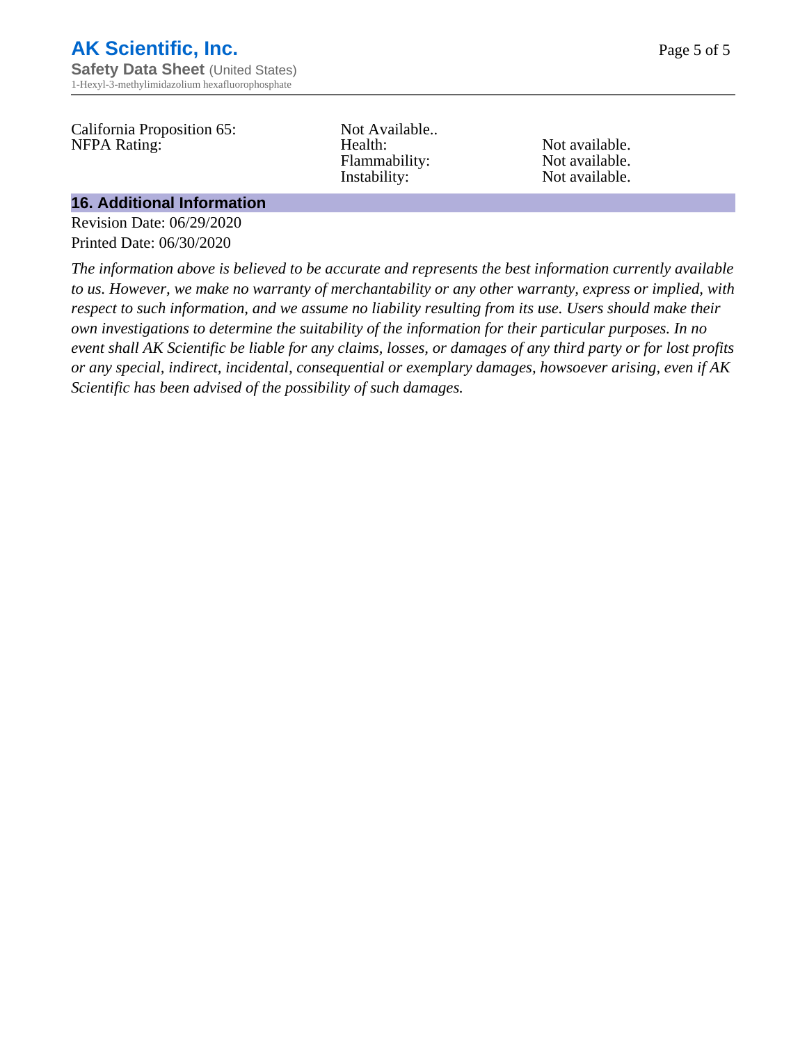| | | |
|---|---|---|
| California Proposition 65: | Not Available.. | |
| NFPA Rating: | Health: | Not available. |
| | Flammability: | Not available. |
| | Instability: | Not available. |

## 16. Additional Information

Revision Date: 06/29/2020

Printed Date: 06/30/2020

*The information above is believed to be accurate and represents the best information currently available to us. However, we make no warranty of merchantability or any other warranty, express or implied, with respect to such information, and we assume no liability resulting from its use. Users should make their own investigations to determine the suitability of the information for their particular purposes. In no event shall AK Scientific be liable for any claims, losses, or damages of any third party or for lost profits or any special, indirect, incidental, consequential or exemplary damages, howsoever arising, even if AK Scientific has been advised of the possibility of such damages.*